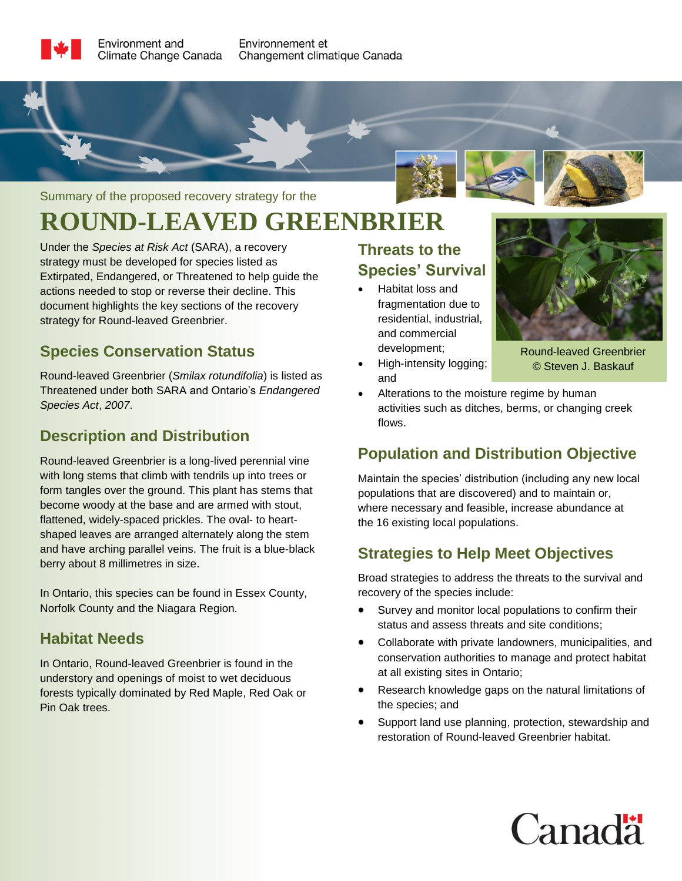Environment and Climate Change Canada / Environnement et Changement climatique Canada

Summary of the proposed recovery strategy for the

# ROUND-LEAVED GREENBRIER

Under the *Species at Risk Act* (SARA), a recovery strategy must be developed for species listed as Extirpated, Endangered, or Threatened to help guide the actions needed to stop or reverse their decline. This document highlights the key sections of the recovery strategy for Round-leaved Greenbrier.

## Species Conservation Status

Round-leaved Greenbrier (*Smilax rotundifolia*) is listed as Threatened under both SARA and Ontario's *Endangered Species Act*, *2007*.

## Description and Distribution

Round-leaved Greenbrier is a long-lived perennial vine with long stems that climb with tendrils up into trees or form tangles over the ground. This plant has stems that become woody at the base and are armed with stout, flattened, widely-spaced prickles. The oval- to heart-shaped leaves are arranged alternately along the stem and have arching parallel veins. The fruit is a blue-black berry about 8 millimetres in size.

In Ontario, this species can be found in Essex County, Norfolk County and the Niagara Region.

## Habitat Needs

In Ontario, Round-leaved Greenbrier is found in the understory and openings of moist to wet deciduous forests typically dominated by Red Maple, Red Oak or Pin Oak trees.

## Threats to the Species' Survival

- Habitat loss and fragmentation due to residential, industrial, and commercial development;
- High-intensity logging; and
- Alterations to the moisture regime by human activities such as ditches, berms, or changing creek flows.

Round-leaved Greenbrier
© Steven J. Baskauf

## Population and Distribution Objective

Maintain the species' distribution (including any new local populations that are discovered) and to maintain or, where necessary and feasible, increase abundance at the 16 existing local populations.

## Strategies to Help Meet Objectives

Broad strategies to address the threats to the survival and recovery of the species include:

- Survey and monitor local populations to confirm their status and assess threats and site conditions;
- Collaborate with private landowners, municipalities, and conservation authorities to manage and protect habitat at all existing sites in Ontario;
- Research knowledge gaps on the natural limitations of the species; and
- Support land use planning, protection, stewardship and restoration of Round-leaved Greenbrier habitat.

Canada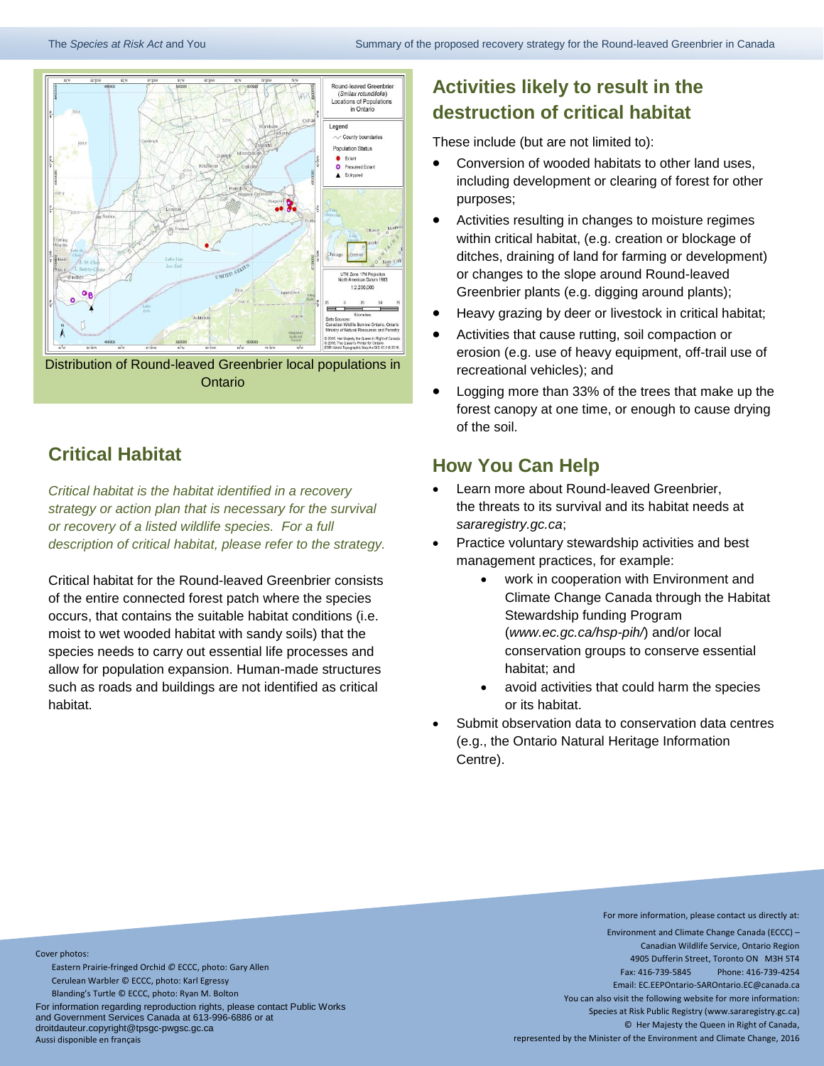Round-leaved Greenbrier (Smilax rotundifolia) Locations of Populations in Ontario

Legend

County boundaries

Population Status

Extant

Presumed Extant

Extirpated

UTM Zone 17N Projection North American Datum 1983

1:2,200,000

Kilometres

Data Sources: Canadian Wildlife Service-Ontario, Ontario Ministry of Natural Resources and Forestry

© 2016, Her Majesty the Queen in Right of Canada

© 2016, The Queen's Printer for Ontario

ESRI World Topographic Map ArcGIS 10.1 © 2016

Distribution of Round-leaved Greenbrier local populations in Ontario

## Critical Habitat

*Critical habitat is the habitat identified in a recovery strategy or action plan that is necessary for the survival or recovery of a listed wildlife species. For a full description of critical habitat, please refer to the strategy.*

Critical habitat for the Round-leaved Greenbrier consists of the entire connected forest patch where the species occurs, that contains the suitable habitat conditions (i.e. moist to wet wooded habitat with sandy soils) that the species needs to carry out essential life processes and allow for population expansion. Human-made structures such as roads and buildings are not identified as critical habitat.

## Activities likely to result in the destruction of critical habitat

These include (but are not limited to):

- Conversion of wooded habitats to other land uses, including development or clearing of forest for other purposes;
- Activities resulting in changes to moisture regimes within critical habitat, (e.g. creation or blockage of ditches, draining of land for farming or development) or changes to the slope around Round-leaved Greenbrier plants (e.g. digging around plants);
- Heavy grazing by deer or livestock in critical habitat;
- Activities that cause rutting, soil compaction or erosion (e.g. use of heavy equipment, off-trail use of recreational vehicles); and
- Logging more than 33% of the trees that make up the forest canopy at one time, or enough to cause drying of the soil.

## How You Can Help

- Learn more about Round-leaved Greenbrier, the threats to its survival and its habitat needs at *sararegistry.gc.ca*;
- Practice voluntary stewardship activities and best management practices, for example:
    - work in cooperation with Environment and Climate Change Canada through the Habitat Stewardship funding Program (*www.ec.gc.ca/hsp-pih/*) and/or local conservation groups to conserve essential habitat; and
    - avoid activities that could harm the species or its habitat.
- Submit observation data to conservation data centres (e.g., the Ontario Natural Heritage Information Centre).

Cover photos:

Eastern Prairie-fringed Orchid © ECCC, photo: Gary Allen

Cerulean Warbler © ECCC, photo: Karl Egressy

Blanding's Turtle © ECCC, photo: Ryan M. Bolton

For information regarding reproduction rights, please contact Public Works and Government Services Canada at 613-996-6886 or at droitdauteur.copyright@tpsgc-pwgsc.gc.ca

Aussi disponible en français

For more information, please contact us directly at:

Environment and Climate Change Canada (ECCC) – Canadian Wildlife Service, Ontario Region

4905 Dufferin Street, Toronto ON M3H 5T4

Fax: 416-739-5845 Phone: 416-739-4254

Email: EC.EEPOntario-SAROntario.EC@canada.ca

You can also visit the following website for more information:

Species at Risk Public Registry (www.sararegistry.gc.ca)

© Her Majesty the Queen in Right of Canada, represented by the Minister of the Environment and Climate Change, 2016